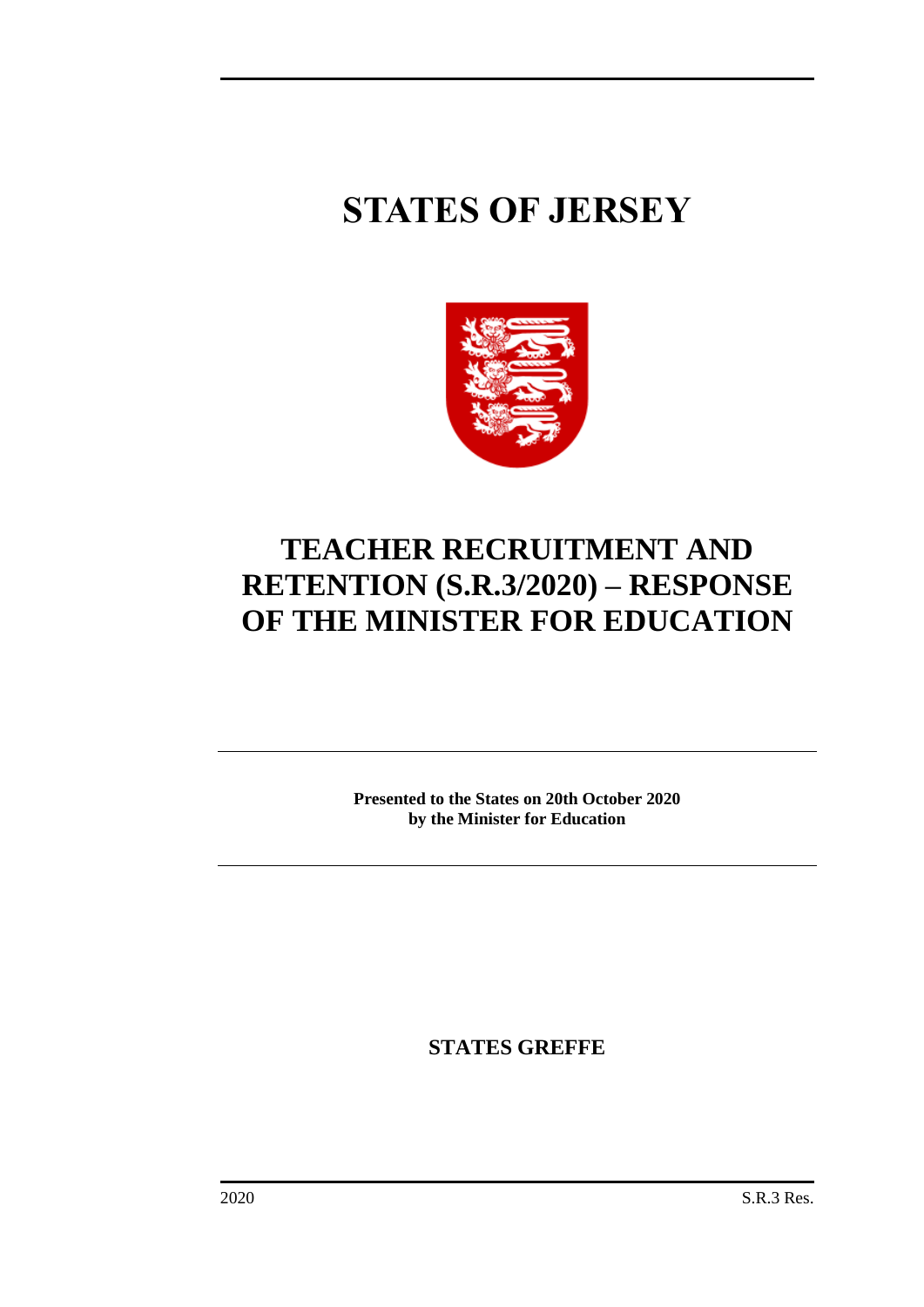# STATES OF JERSEY

# TEACHER RECRUITMENT AND RETENTION (S.R.3/2020) – RESPONSE OF THE MINISTER FOR EDUCATION

**Presented to the States on 20th October 2020**
**by the Minister for Education**

**STATES GREFFE**

2020 S.R.3 Res.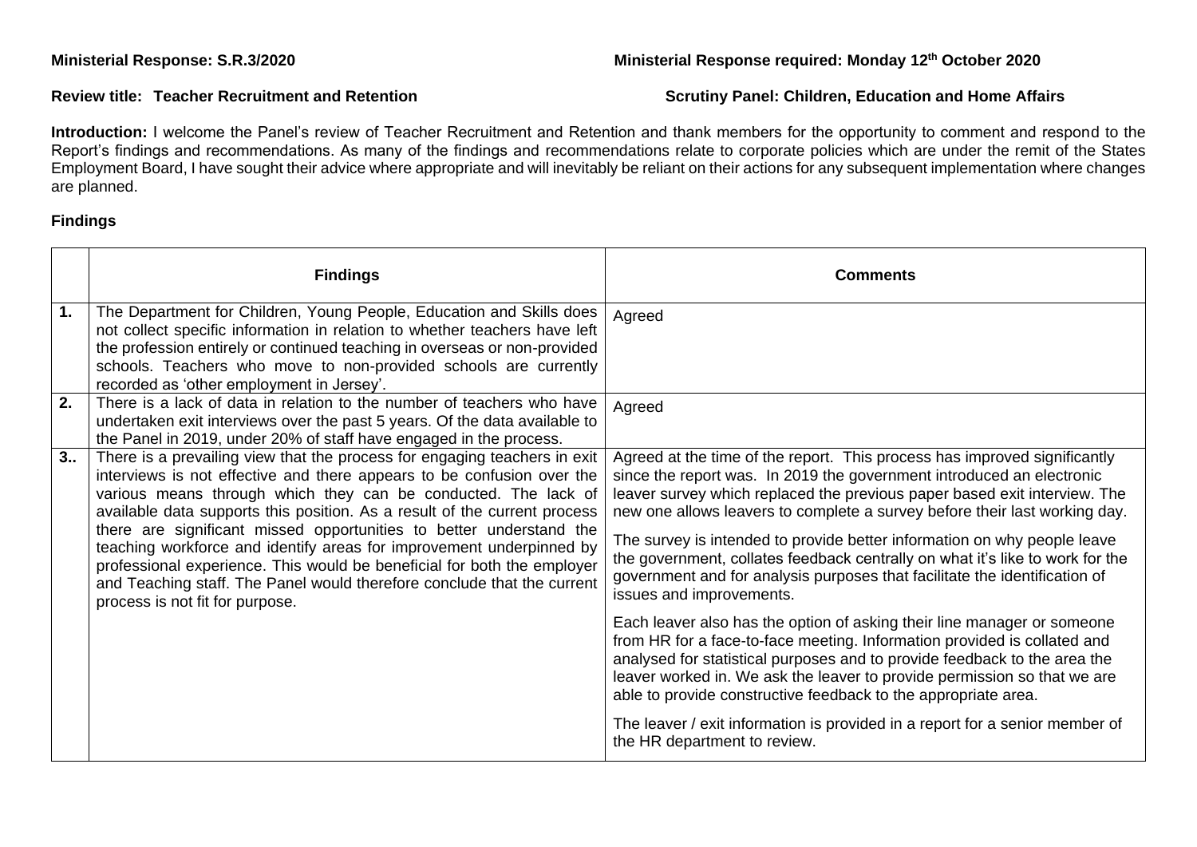**Ministerial Response: S.R.3/2020** **Ministerial Response required: Monday 12th October 2020**

**Review title: Teacher Recruitment and Retention** **Scrutiny Panel: Children, Education and Home Affairs**

**Introduction:** I welcome the Panel's review of Teacher Recruitment and Retention and thank members for the opportunity to comment and respond to the Report's findings and recommendations. As many of the findings and recommendations relate to corporate policies which are under the remit of the States Employment Board, I have sought their advice where appropriate and will inevitably be reliant on their actions for any subsequent implementation where changes are planned.

## Findings

| | **Findings** | **Comments** |
|---|---|---|
| **1.** | The Department for Children, Young People, Education and Skills does not collect specific information in relation to whether teachers have left the profession entirely or continued teaching in overseas or non-provided schools. Teachers who move to non-provided schools are currently recorded as 'other employment in Jersey'. | Agreed |
| **2.** | There is a lack of data in relation to the number of teachers who have undertaken exit interviews over the past 5 years. Of the data available to the Panel in 2019, under 20% of staff have engaged in the process. | Agreed |
| **3..** | There is a prevailing view that the process for engaging teachers in exit interviews is not effective and there appears to be confusion over the various means through which they can be conducted. The lack of available data supports this position. As a result of the current process there are significant missed opportunities to better understand the teaching workforce and identify areas for improvement underpinned by professional experience. This would be beneficial for both the employer and Teaching staff. The Panel would therefore conclude that the current process is not fit for purpose. | Agreed at the time of the report. This process has improved significantly since the report was. In 2019 the government introduced an electronic leaver survey which replaced the previous paper based exit interview. The new one allows leavers to complete a survey before their last working day.<br><br>The survey is intended to provide better information on why people leave the government, collates feedback centrally on what it's like to work for the government and for analysis purposes that facilitate the identification of issues and improvements.<br><br>Each leaver also has the option of asking their line manager or someone from HR for a face-to-face meeting. Information provided is collated and analysed for statistical purposes and to provide feedback to the area the leaver worked in. We ask the leaver to provide permission so that we are able to provide constructive feedback to the appropriate area.<br><br>The leaver / exit information is provided in a report for a senior member of the HR department to review. |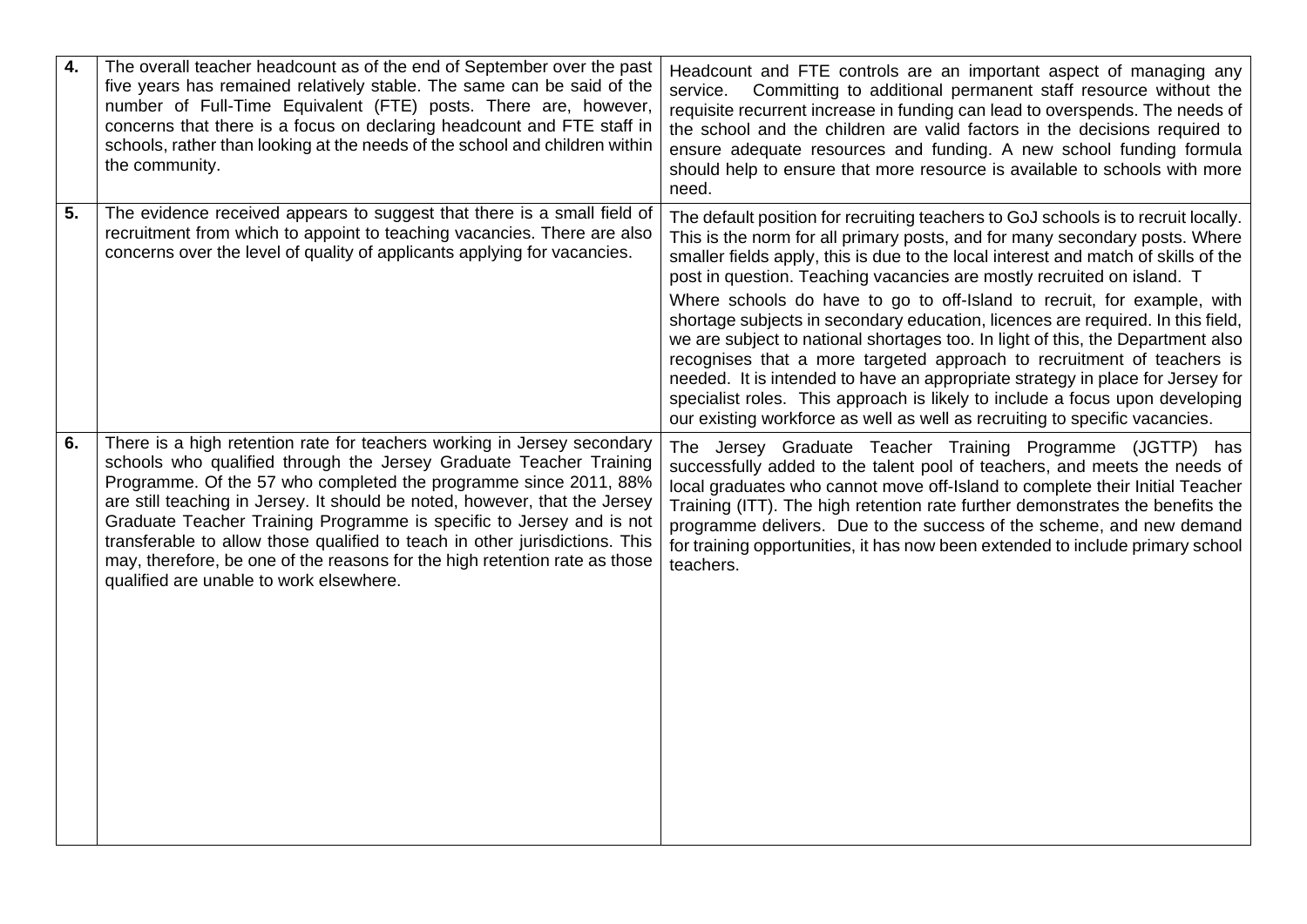| | | |
|---|---|---|
| **4.** | The overall teacher headcount as of the end of September over the past five years has remained relatively stable. The same can be said of the number of Full-Time Equivalent (FTE) posts. There are, however, concerns that there is a focus on declaring headcount and FTE staff in schools, rather than looking at the needs of the school and children within the community. | Headcount and FTE controls are an important aspect of managing any service. Committing to additional permanent staff resource without the requisite recurrent increase in funding can lead to overspends. The needs of the school and the children are valid factors in the decisions required to ensure adequate resources and funding. A new school funding formula should help to ensure that more resource is available to schools with more need. |
| **5.** | The evidence received appears to suggest that there is a small field of recruitment from which to appoint to teaching vacancies. There are also concerns over the level of quality of applicants applying for vacancies. | The default position for recruiting teachers to GoJ schools is to recruit locally. This is the norm for all primary posts, and for many secondary posts. Where smaller fields apply, this is due to the local interest and match of skills of the post in question. Teaching vacancies are mostly recruited on island. T<br><br>Where schools do have to go to off-Island to recruit, for example, with shortage subjects in secondary education, licences are required. In this field, we are subject to national shortages too. In light of this, the Department also recognises that a more targeted approach to recruitment of teachers is needed. It is intended to have an appropriate strategy in place for Jersey for specialist roles. This approach is likely to include a focus upon developing our existing workforce as well as well as recruiting to specific vacancies. |
| **6.** | There is a high retention rate for teachers working in Jersey secondary schools who qualified through the Jersey Graduate Teacher Training Programme. Of the 57 who completed the programme since 2011, 88% are still teaching in Jersey. It should be noted, however, that the Jersey Graduate Teacher Training Programme is specific to Jersey and is not transferable to allow those qualified to teach in other jurisdictions. This may, therefore, be one of the reasons for the high retention rate as those qualified are unable to work elsewhere. | The Jersey Graduate Teacher Training Programme (JGTTP) has successfully added to the talent pool of teachers, and meets the needs of local graduates who cannot move off-Island to complete their Initial Teacher Training (ITT). The high retention rate further demonstrates the benefits the programme delivers. Due to the success of the scheme, and new demand for training opportunities, it has now been extended to include primary school teachers. |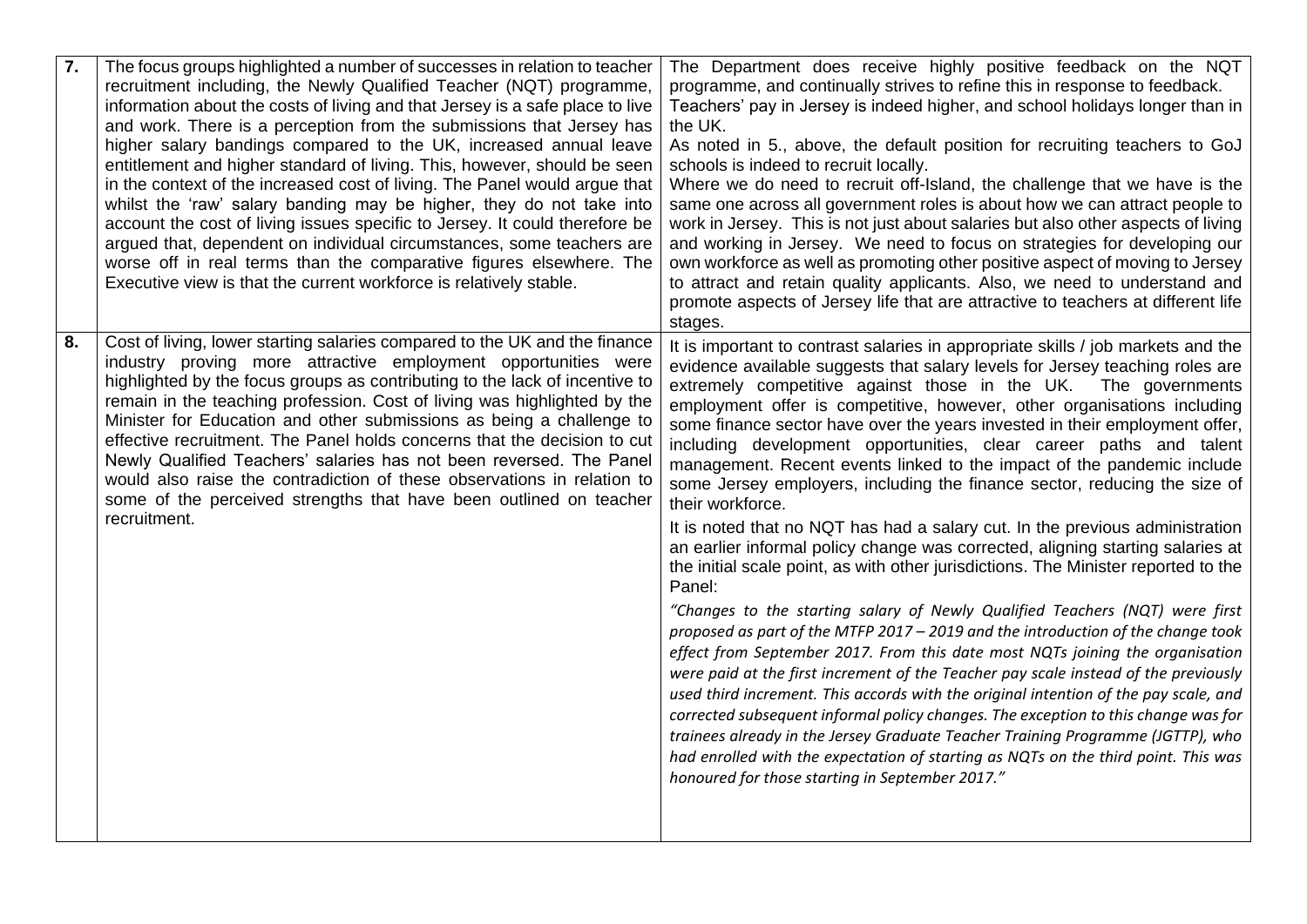| | | |
|---|---|---|
| **7.** | The focus groups highlighted a number of successes in relation to teacher recruitment including, the Newly Qualified Teacher (NQT) programme, information about the costs of living and that Jersey is a safe place to live and work. There is a perception from the submissions that Jersey has higher salary bandings compared to the UK, increased annual leave entitlement and higher standard of living. This, however, should be seen in the context of the increased cost of living. The Panel would argue that whilst the 'raw' salary banding may be higher, they do not take into account the cost of living issues specific to Jersey. It could therefore be argued that, dependent on individual circumstances, some teachers are worse off in real terms than the comparative figures elsewhere. The Executive view is that the current workforce is relatively stable. | The Department does receive highly positive feedback on the NQT programme, and continually strives to refine this in response to feedback.<br>Teachers' pay in Jersey is indeed higher, and school holidays longer than in the UK.<br>As noted in 5., above, the default position for recruiting teachers to GoJ schools is indeed to recruit locally.<br>Where we do need to recruit off-Island, the challenge that we have is the same one across all government roles is about how we can attract people to work in Jersey. This is not just about salaries but also other aspects of living and working in Jersey. We need to focus on strategies for developing our own workforce as well as promoting other positive aspect of moving to Jersey to attract and retain quality applicants. Also, we need to understand and promote aspects of Jersey life that are attractive to teachers at different life stages. |
| **8.** | Cost of living, lower starting salaries compared to the UK and the finance industry proving more attractive employment opportunities were highlighted by the focus groups as contributing to the lack of incentive to remain in the teaching profession. Cost of living was highlighted by the Minister for Education and other submissions as being a challenge to effective recruitment. The Panel holds concerns that the decision to cut Newly Qualified Teachers' salaries has not been reversed. The Panel would also raise the contradiction of these observations in relation to some of the perceived strengths that have been outlined on teacher recruitment. | It is important to contrast salaries in appropriate skills / job markets and the evidence available suggests that salary levels for Jersey teaching roles are extremely competitive against those in the UK. The governments employment offer is competitive, however, other organisations including some finance sector have over the years invested in their employment offer, including development opportunities, clear career paths and talent management. Recent events linked to the impact of the pandemic include some Jersey employers, including the finance sector, reducing the size of their workforce.<br>It is noted that no NQT has had a salary cut. In the previous administration an earlier informal policy change was corrected, aligning starting salaries at the initial scale point, as with other jurisdictions. The Minister reported to the Panel:<br>*"Changes to the starting salary of Newly Qualified Teachers (NQT) were first proposed as part of the MTFP 2017 – 2019 and the introduction of the change took effect from September 2017. From this date most NQTs joining the organisation were paid at the first increment of the Teacher pay scale instead of the previously used third increment. This accords with the original intention of the pay scale, and corrected subsequent informal policy changes. The exception to this change was for trainees already in the Jersey Graduate Teacher Training Programme (JGTTP), who had enrolled with the expectation of starting as NQTs on the third point. This was honoured for those starting in September 2017."* |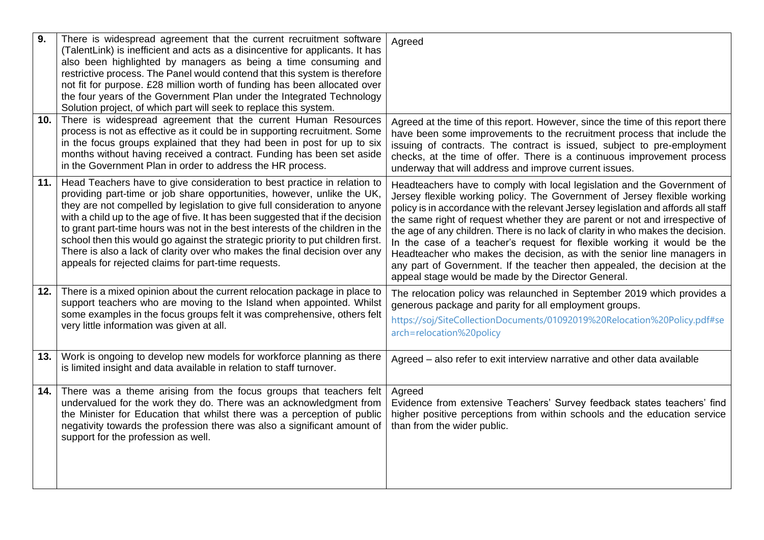| | | |
|---|---|---|
| **9.** | There is widespread agreement that the current recruitment software (TalentLink) is inefficient and acts as a disincentive for applicants. It has also been highlighted by managers as being a time consuming and restrictive process. The Panel would contend that this system is therefore not fit for purpose. £28 million worth of funding has been allocated over the four years of the Government Plan under the Integrated Technology Solution project, of which part will seek to replace this system. | Agreed |
| **10.** | There is widespread agreement that the current Human Resources process is not as effective as it could be in supporting recruitment. Some in the focus groups explained that they had been in post for up to six months without having received a contract. Funding has been set aside in the Government Plan in order to address the HR process. | Agreed at the time of this report. However, since the time of this report there have been some improvements to the recruitment process that include the issuing of contracts. The contract is issued, subject to pre-employment checks, at the time of offer. There is a continuous improvement process underway that will address and improve current issues. |
| **11.** | Head Teachers have to give consideration to best practice in relation to providing part-time or job share opportunities, however, unlike the UK, they are not compelled by legislation to give full consideration to anyone with a child up to the age of five. It has been suggested that if the decision to grant part-time hours was not in the best interests of the children in the school then this would go against the strategic priority to put children first. There is also a lack of clarity over who makes the final decision over any appeals for rejected claims for part-time requests. | Headteachers have to comply with local legislation and the Government of Jersey flexible working policy. The Government of Jersey flexible working policy is in accordance with the relevant Jersey legislation and affords all staff the same right of request whether they are parent or not and irrespective of the age of any children. There is no lack of clarity in who makes the decision. In the case of a teacher's request for flexible working it would be the Headteacher who makes the decision, as with the senior line managers in any part of Government. If the teacher then appealed, the decision at the appeal stage would be made by the Director General. |
| **12.** | There is a mixed opinion about the current relocation package in place to support teachers who are moving to the Island when appointed. Whilst some examples in the focus groups felt it was comprehensive, others felt very little information was given at all. | The relocation policy was relaunched in September 2019 which provides a generous package and parity for all employment groups. https://soj/SiteCollectionDocuments/01092019%20Relocation%20Policy.pdf#search=relocation%20policy |
| **13.** | Work is ongoing to develop new models for workforce planning as there is limited insight and data available in relation to staff turnover. | Agreed – also refer to exit interview narrative and other data available |
| **14.** | There was a theme arising from the focus groups that teachers felt undervalued for the work they do. There was an acknowledgment from the Minister for Education that whilst there was a perception of public negativity towards the profession there was also a significant amount of support for the profession as well. | Agreed<br>Evidence from extensive Teachers' Survey feedback states teachers' find higher positive perceptions from within schools and the education service than from the wider public. |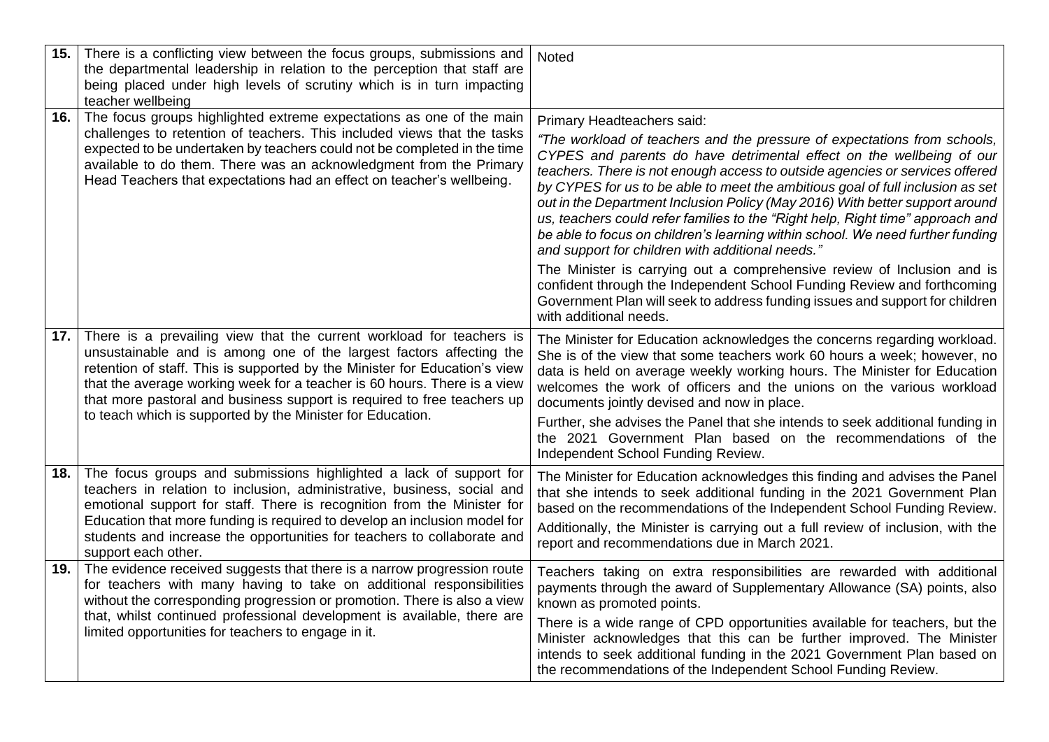| | | |
|---|---|---|
| **15.** | There is a conflicting view between the focus groups, submissions and the departmental leadership in relation to the perception that staff are being placed under high levels of scrutiny which is in turn impacting teacher wellbeing | Noted |
| **16.** | The focus groups highlighted extreme expectations as one of the main challenges to retention of teachers. This included views that the tasks expected to be undertaken by teachers could not be completed in the time available to do them. There was an acknowledgment from the Primary Head Teachers that expectations had an effect on teacher's wellbeing. | Primary Headteachers said:<br>*"The workload of teachers and the pressure of expectations from schools, CYPES and parents do have detrimental effect on the wellbeing of our teachers. There is not enough access to outside agencies or services offered by CYPES for us to be able to meet the ambitious goal of full inclusion as set out in the Department Inclusion Policy (May 2016) With better support around us, teachers could refer families to the "Right help, Right time" approach and be able to focus on children's learning within school. We need further funding and support for children with additional needs."*<br>The Minister is carrying out a comprehensive review of Inclusion and is confident through the Independent School Funding Review and forthcoming Government Plan will seek to address funding issues and support for children with additional needs. |
| **17.** | There is a prevailing view that the current workload for teachers is unsustainable and is among one of the largest factors affecting the retention of staff. This is supported by the Minister for Education's view that the average working week for a teacher is 60 hours. There is a view that more pastoral and business support is required to free teachers up to teach which is supported by the Minister for Education. | The Minister for Education acknowledges the concerns regarding workload. She is of the view that some teachers work 60 hours a week; however, no data is held on average weekly working hours. The Minister for Education welcomes the work of officers and the unions on the various workload documents jointly devised and now in place.<br>Further, she advises the Panel that she intends to seek additional funding in the 2021 Government Plan based on the recommendations of the Independent School Funding Review. |
| **18.** | The focus groups and submissions highlighted a lack of support for teachers in relation to inclusion, administrative, business, social and emotional support for staff. There is recognition from the Minister for Education that more funding is required to develop an inclusion model for students and increase the opportunities for teachers to collaborate and support each other. | The Minister for Education acknowledges this finding and advises the Panel that she intends to seek additional funding in the 2021 Government Plan based on the recommendations of the Independent School Funding Review.<br>Additionally, the Minister is carrying out a full review of inclusion, with the report and recommendations due in March 2021. |
| **19.** | The evidence received suggests that there is a narrow progression route for teachers with many having to take on additional responsibilities without the corresponding progression or promotion. There is also a view that, whilst continued professional development is available, there are limited opportunities for teachers to engage in it. | Teachers taking on extra responsibilities are rewarded with additional payments through the award of Supplementary Allowance (SA) points, also known as promoted points.<br>There is a wide range of CPD opportunities available for teachers, but the Minister acknowledges that this can be further improved. The Minister intends to seek additional funding in the 2021 Government Plan based on the recommendations of the Independent School Funding Review. |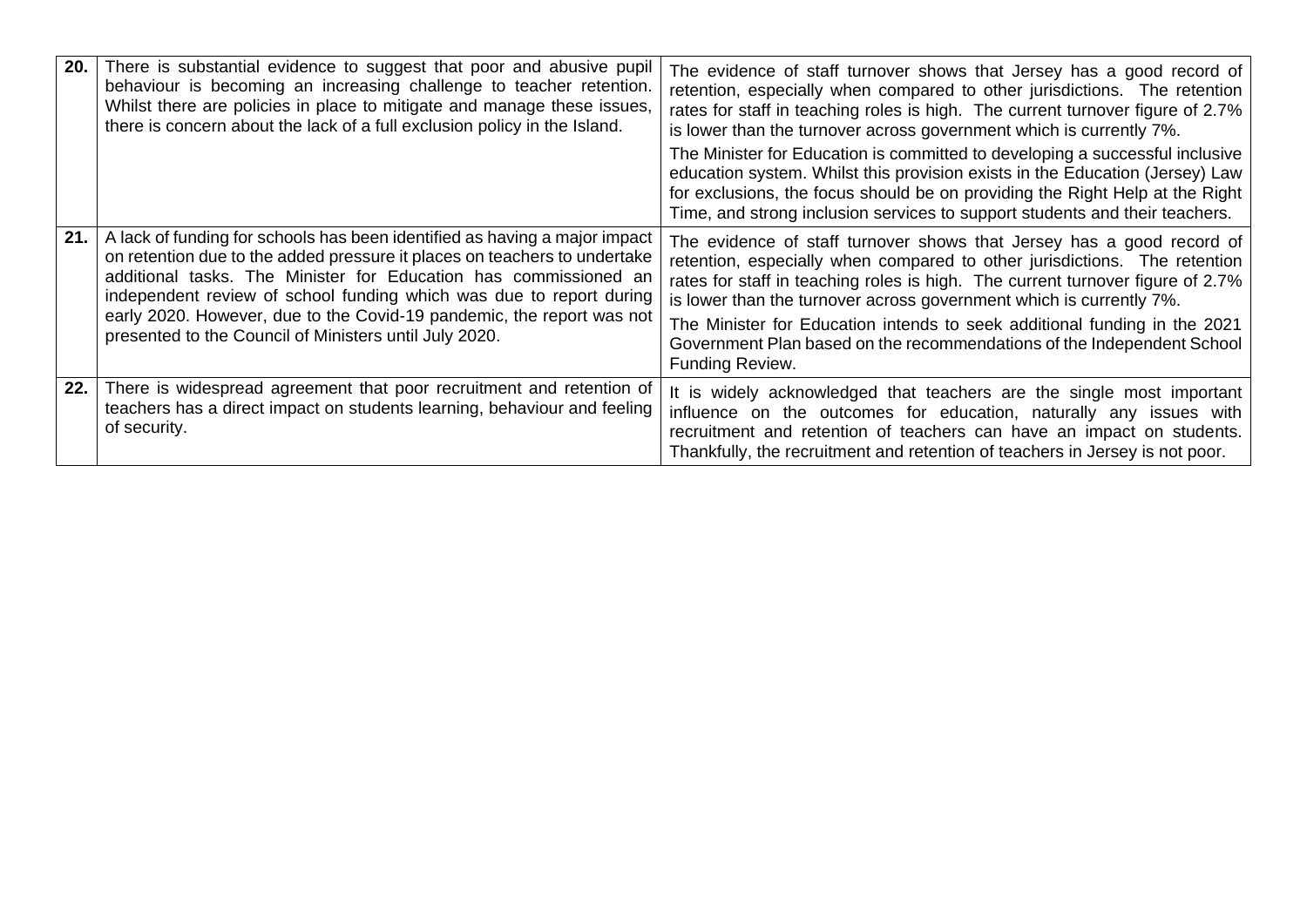| | | |
|---|---|---|
| **20.** | There is substantial evidence to suggest that poor and abusive pupil behaviour is becoming an increasing challenge to teacher retention. Whilst there are policies in place to mitigate and manage these issues, there is concern about the lack of a full exclusion policy in the Island. | The evidence of staff turnover shows that Jersey has a good record of retention, especially when compared to other jurisdictions. The retention rates for staff in teaching roles is high. The current turnover figure of 2.7% is lower than the turnover across government which is currently 7%.<br><br>The Minister for Education is committed to developing a successful inclusive education system. Whilst this provision exists in the Education (Jersey) Law for exclusions, the focus should be on providing the Right Help at the Right Time, and strong inclusion services to support students and their teachers. |
| **21.** | A lack of funding for schools has been identified as having a major impact on retention due to the added pressure it places on teachers to undertake additional tasks. The Minister for Education has commissioned an independent review of school funding which was due to report during early 2020. However, due to the Covid-19 pandemic, the report was not presented to the Council of Ministers until July 2020. | The evidence of staff turnover shows that Jersey has a good record of retention, especially when compared to other jurisdictions. The retention rates for staff in teaching roles is high. The current turnover figure of 2.7% is lower than the turnover across government which is currently 7%.<br><br>The Minister for Education intends to seek additional funding in the 2021 Government Plan based on the recommendations of the Independent School Funding Review. |
| **22.** | There is widespread agreement that poor recruitment and retention of teachers has a direct impact on students learning, behaviour and feeling of security. | It is widely acknowledged that teachers are the single most important influence on the outcomes for education, naturally any issues with recruitment and retention of teachers can have an impact on students. Thankfully, the recruitment and retention of teachers in Jersey is not poor. |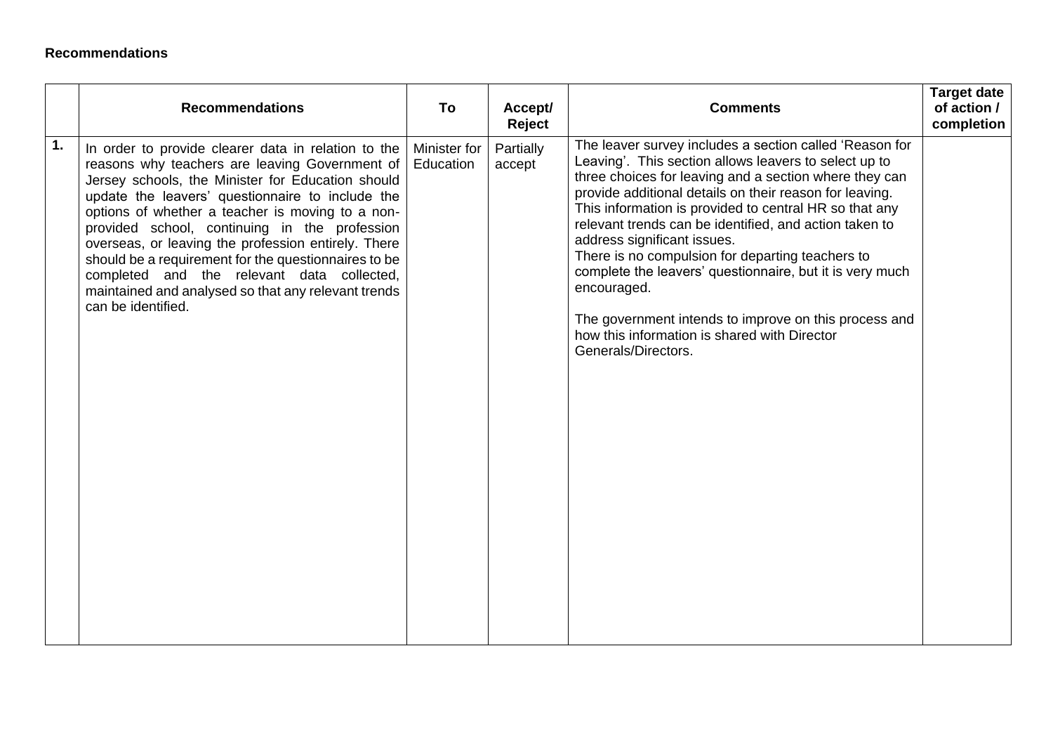**Recommendations**

| | Recommendations | To | Accept/ Reject | Comments | Target date of action / completion |
|---|---|---|---|---|---|
| **1.** | In order to provide clearer data in relation to the reasons why teachers are leaving Government of Jersey schools, the Minister for Education should update the leavers' questionnaire to include the options of whether a teacher is moving to a non-provided school, continuing in the profession overseas, or leaving the profession entirely. There should be a requirement for the questionnaires to be completed and the relevant data collected, maintained and analysed so that any relevant trends can be identified. | Minister for Education | Partially accept | The leaver survey includes a section called 'Reason for Leaving'. This section allows leavers to select up to three choices for leaving and a section where they can provide additional details on their reason for leaving. This information is provided to central HR so that any relevant trends can be identified, and action taken to address significant issues.<br>There is no compulsion for departing teachers to complete the leavers' questionnaire, but it is very much encouraged.<br><br>The government intends to improve on this process and how this information is shared with Director Generals/Directors. | |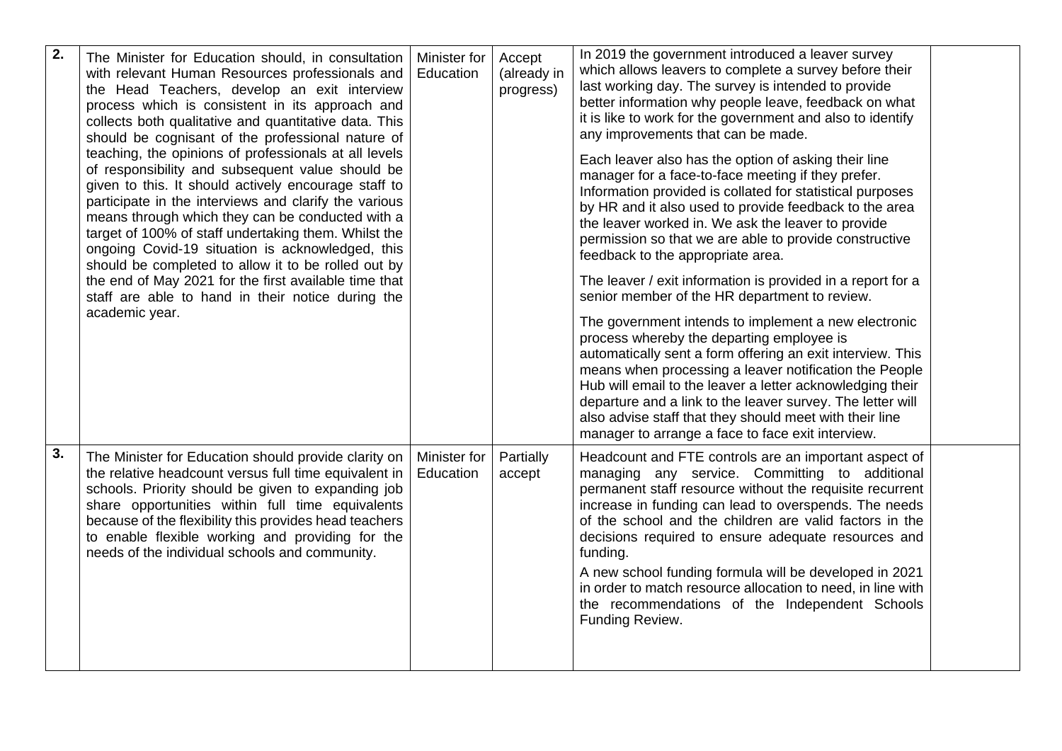| | | | | | |
|---|---|---|---|---|---|
| **2.** | The Minister for Education should, in consultation with relevant Human Resources professionals and the Head Teachers, develop an exit interview process which is consistent in its approach and collects both qualitative and quantitative data. This should be cognisant of the professional nature of teaching, the opinions of professionals at all levels of responsibility and subsequent value should be given to this. It should actively encourage staff to participate in the interviews and clarify the various means through which they can be conducted with a target of 100% of staff undertaking them. Whilst the ongoing Covid-19 situation is acknowledged, this should be completed to allow it to be rolled out by the end of May 2021 for the first available time that staff are able to hand in their notice during the academic year. | Minister for Education | Accept (already in progress) | In 2019 the government introduced a leaver survey which allows leavers to complete a survey before their last working day. The survey is intended to provide better information why people leave, feedback on what it is like to work for the government and also to identify any improvements that can be made.<br><br>Each leaver also has the option of asking their line manager for a face-to-face meeting if they prefer. Information provided is collated for statistical purposes by HR and it also used to provide feedback to the area the leaver worked in. We ask the leaver to provide permission so that we are able to provide constructive feedback to the appropriate area.<br><br>The leaver / exit information is provided in a report for a senior member of the HR department to review.<br><br>The government intends to implement a new electronic process whereby the departing employee is automatically sent a form offering an exit interview. This means when processing a leaver notification the People Hub will email to the leaver a letter acknowledging their departure and a link to the leaver survey. The letter will also advise staff that they should meet with their line manager to arrange a face to face exit interview. | |
| **3.** | The Minister for Education should provide clarity on the relative headcount versus full time equivalent in schools. Priority should be given to expanding job share opportunities within full time equivalents because of the flexibility this provides head teachers to enable flexible working and providing for the needs of the individual schools and community. | Minister for Education | Partially accept | Headcount and FTE controls are an important aspect of managing any service. Committing to additional permanent staff resource without the requisite recurrent increase in funding can lead to overspends. The needs of the school and the children are valid factors in the decisions required to ensure adequate resources and funding.<br><br>A new school funding formula will be developed in 2021 in order to match resource allocation to need, in line with the recommendations of the Independent Schools Funding Review. | |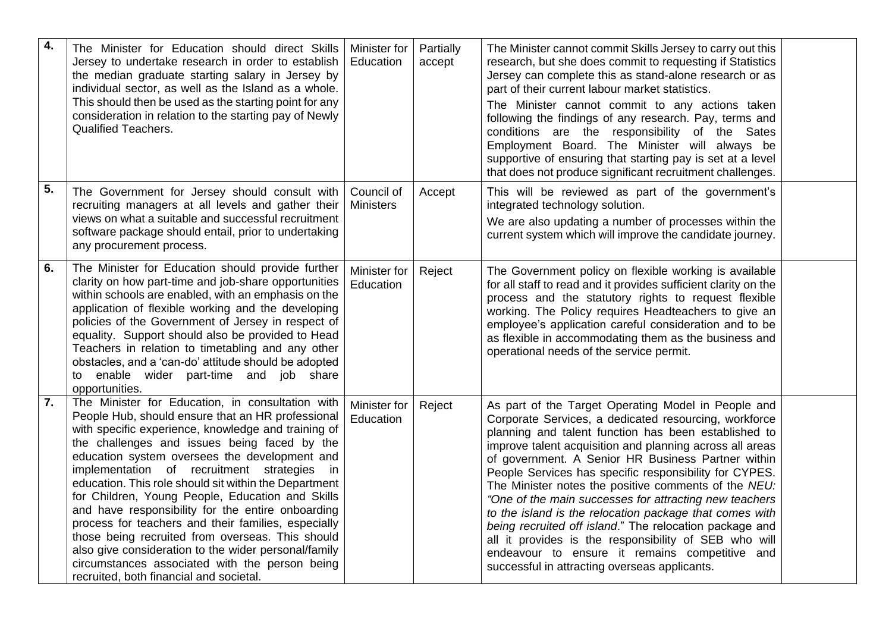| 4. | The Minister for Education should direct Skills Jersey to undertake research in order to establish the median graduate starting salary in Jersey by individual sector, as well as the Island as a whole. This should then be used as the starting point for any consideration in relation to the starting pay of Newly Qualified Teachers. | Minister for Education | Partially accept | The Minister cannot commit Skills Jersey to carry out this research, but she does commit to requesting if Statistics Jersey can complete this as stand-alone research or as part of their current labour market statistics.<br>The Minister cannot commit to any actions taken following the findings of any research. Pay, terms and conditions are the responsibility of the Sates Employment Board. The Minister will always be supportive of ensuring that starting pay is set at a level that does not produce significant recruitment challenges. | |
|---|---|---|---|---|---|
| 5. | The Government for Jersey should consult with recruiting managers at all levels and gather their views on what a suitable and successful recruitment software package should entail, prior to undertaking any procurement process. | Council of Ministers | Accept | This will be reviewed as part of the government's integrated technology solution.<br>We are also updating a number of processes within the current system which will improve the candidate journey. | |
| 6. | The Minister for Education should provide further clarity on how part-time and job-share opportunities within schools are enabled, with an emphasis on the application of flexible working and the developing policies of the Government of Jersey in respect of equality. Support should also be provided to Head Teachers in relation to timetabling and any other obstacles, and a 'can-do' attitude should be adopted to enable wider part-time and job share opportunities. | Minister for Education | Reject | The Government policy on flexible working is available for all staff to read and it provides sufficient clarity on the process and the statutory rights to request flexible working. The Policy requires Headteachers to give an employee's application careful consideration and to be as flexible in accommodating them as the business and operational needs of the service permit. | |
| 7. | The Minister for Education, in consultation with People Hub, should ensure that an HR professional with specific experience, knowledge and training of the challenges and issues being faced by the education system oversees the development and implementation of recruitment strategies in education. This role should sit within the Department for Children, Young People, Education and Skills and have responsibility for the entire onboarding process for teachers and their families, especially those being recruited from overseas. This should also give consideration to the wider personal/family circumstances associated with the person being recruited, both financial and societal. | Minister for Education | Reject | As part of the Target Operating Model in People and Corporate Services, a dedicated resourcing, workforce planning and talent function has been established to improve talent acquisition and planning across all areas of government. A Senior HR Business Partner within People Services has specific responsibility for CYPES. The Minister notes the positive comments of the *NEU: "One of the main successes for attracting new teachers to the island is the relocation package that comes with being recruited off island*." The relocation package and all it provides is the responsibility of SEB who will endeavour to ensure it remains competitive and successful in attracting overseas applicants. | |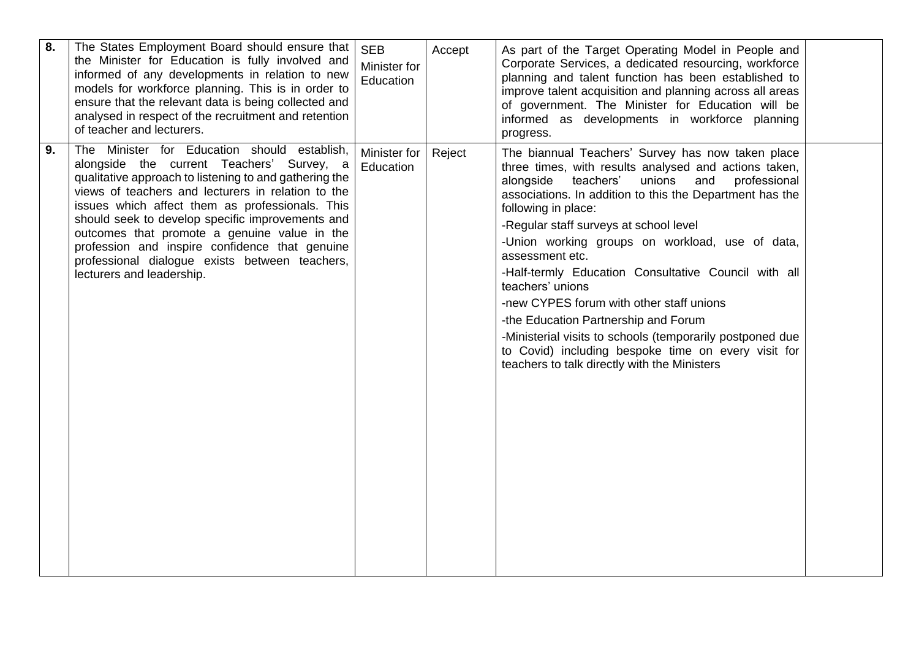| | | | | | |
|---|---|---|---|---|---|
| **8.** | The States Employment Board should ensure that the Minister for Education is fully involved and informed of any developments in relation to new models for workforce planning. This is in order to ensure that the relevant data is being collected and analysed in respect of the recruitment and retention of teacher and lecturers. | SEB<br>Minister for Education | Accept | As part of the Target Operating Model in People and Corporate Services, a dedicated resourcing, workforce planning and talent function has been established to improve talent acquisition and planning across all areas of government. The Minister for Education will be informed as developments in workforce planning progress. | |
| **9.** | The Minister for Education should establish, alongside the current Teachers' Survey, a qualitative approach to listening to and gathering the views of teachers and lecturers in relation to the issues which affect them as professionals. This should seek to develop specific improvements and outcomes that promote a genuine value in the profession and inspire confidence that genuine professional dialogue exists between teachers, lecturers and leadership. | Minister for Education | Reject | The biannual Teachers' Survey has now taken place three times, with results analysed and actions taken, alongside teachers' unions and professional associations. In addition to this the Department has the following in place:<br>-Regular staff surveys at school level<br>-Union working groups on workload, use of data, assessment etc.<br>-Half-termly Education Consultative Council with all teachers' unions<br>-new CYPES forum with other staff unions<br>-the Education Partnership and Forum<br>-Ministerial visits to schools (temporarily postponed due to Covid) including bespoke time on every visit for teachers to talk directly with the Ministers | |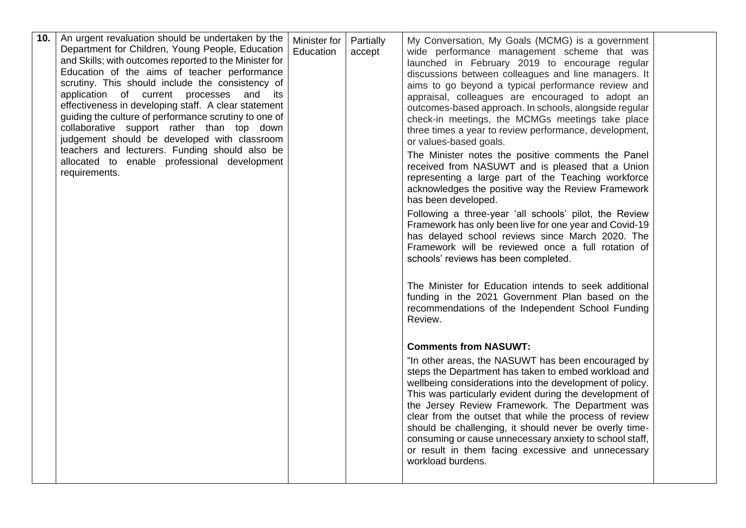| 10. | An urgent revaluation should be undertaken by the Department for Children, Young People, Education and Skills; with outcomes reported to the Minister for Education of the aims of teacher performance scrutiny. This should include the consistency of application of current processes and its effectiveness in developing staff. A clear statement guiding the culture of performance scrutiny to one of collaborative support rather than top down judgement should be developed with classroom teachers and lecturers. Funding should also be allocated to enable professional development requirements. | Minister for Education | Partially accept | My Conversation, My Goals (MCMG) is a government wide performance management scheme that was launched in February 2019 to encourage regular discussions between colleagues and line managers. It aims to go beyond a typical performance review and appraisal, colleagues are encouraged to adopt an outcomes-based approach. In schools, alongside regular check-in meetings, the MCMGs meetings take place three times a year to review performance, development, or values-based goals.<br><br>The Minister notes the positive comments the Panel received from NASUWT and is pleased that a Union representing a large part of the Teaching workforce acknowledges the positive way the Review Framework has been developed.<br><br>Following a three-year 'all schools' pilot, the Review Framework has only been live for one year and Covid-19 has delayed school reviews since March 2020. The Framework will be reviewed once a full rotation of schools' reviews has been completed.<br><br>The Minister for Education intends to seek additional funding in the 2021 Government Plan based on the recommendations of the Independent School Funding Review.<br><br>**Comments from NASUWT:**<br><br>"In other areas, the NASUWT has been encouraged by steps the Department has taken to embed workload and wellbeing considerations into the development of policy. This was particularly evident during the development of the Jersey Review Framework. The Department was clear from the outset that while the process of review should be challenging, it should never be overly time-consuming or cause unnecessary anxiety to school staff, or result in them facing excessive and unnecessary workload burdens. | |
|---|---|---|---|---|---|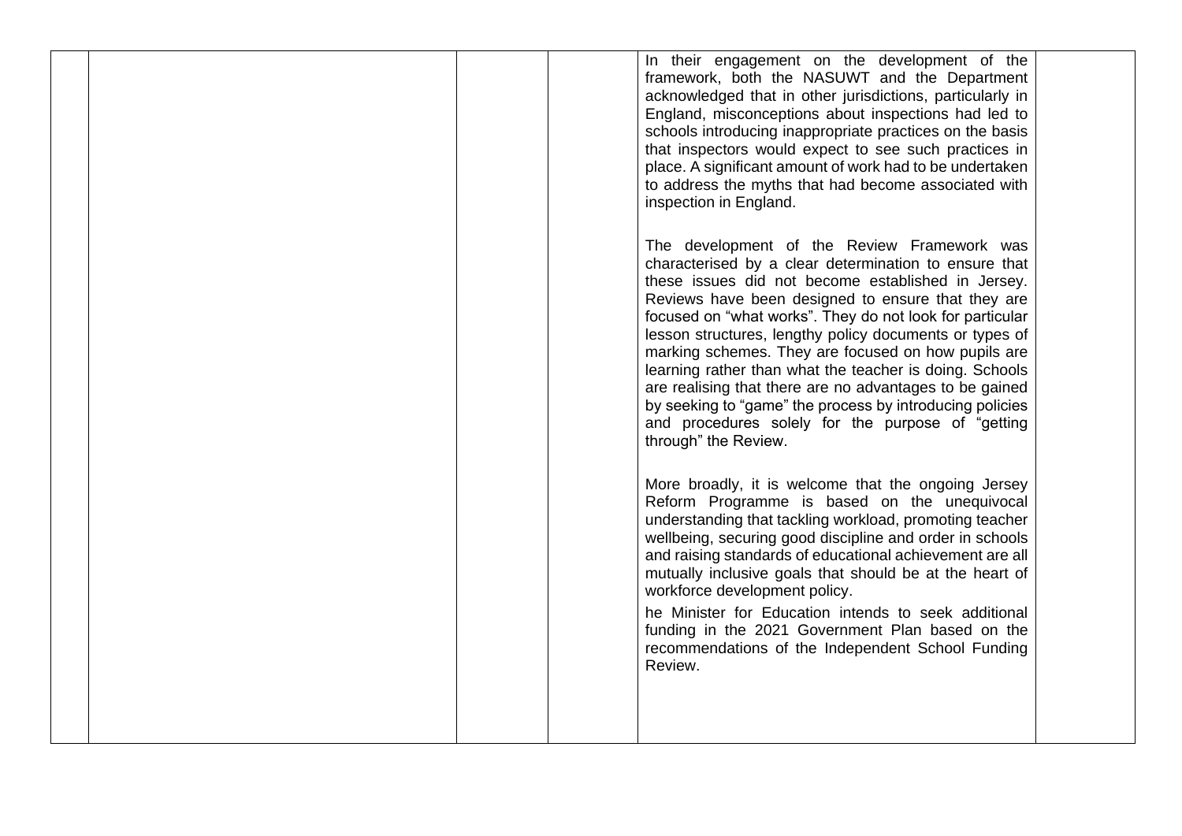| | | | | | |
|---|---|---|---|---|---|
| | | | | In their engagement on the development of the framework, both the NASUWT and the Department acknowledged that in other jurisdictions, particularly in England, misconceptions about inspections had led to schools introducing inappropriate practices on the basis that inspectors would expect to see such practices in place. A significant amount of work had to be undertaken to address the myths that had become associated with inspection in England.<br><br>The development of the Review Framework was characterised by a clear determination to ensure that these issues did not become established in Jersey. Reviews have been designed to ensure that they are focused on "what works". They do not look for particular lesson structures, lengthy policy documents or types of marking schemes. They are focused on how pupils are learning rather than what the teacher is doing. Schools are realising that there are no advantages to be gained by seeking to "game" the process by introducing policies and procedures solely for the purpose of "getting through" the Review.<br><br>More broadly, it is welcome that the ongoing Jersey Reform Programme is based on the unequivocal understanding that tackling workload, promoting teacher wellbeing, securing good discipline and order in schools and raising standards of educational achievement are all mutually inclusive goals that should be at the heart of workforce development policy.<br><br>he Minister for Education intends to seek additional funding in the 2021 Government Plan based on the recommendations of the Independent School Funding Review. | |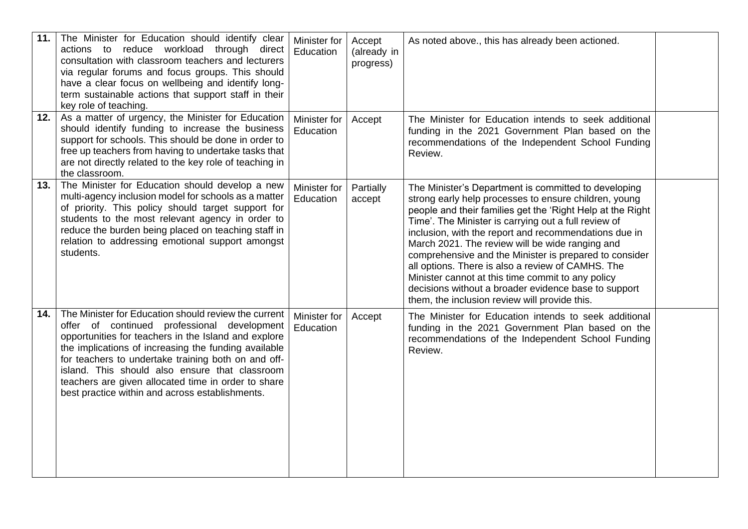| | | | | | |
|---|---|---|---|---|---|
| **11.** | The Minister for Education should identify clear actions to reduce workload through direct consultation with classroom teachers and lecturers via regular forums and focus groups. This should have a clear focus on wellbeing and identify long-term sustainable actions that support staff in their key role of teaching. | Minister for Education | Accept (already in progress) | As noted above., this has already been actioned. | |
| **12.** | As a matter of urgency, the Minister for Education should identify funding to increase the business support for schools. This should be done in order to free up teachers from having to undertake tasks that are not directly related to the key role of teaching in the classroom. | Minister for Education | Accept | The Minister for Education intends to seek additional funding in the 2021 Government Plan based on the recommendations of the Independent School Funding Review. | |
| **13.** | The Minister for Education should develop a new multi-agency inclusion model for schools as a matter of priority. This policy should target support for students to the most relevant agency in order to reduce the burden being placed on teaching staff in relation to addressing emotional support amongst students. | Minister for Education | Partially accept | The Minister's Department is committed to developing strong early help processes to ensure children, young people and their families get the 'Right Help at the Right Time'. The Minister is carrying out a full review of inclusion, with the report and recommendations due in March 2021. The review will be wide ranging and comprehensive and the Minister is prepared to consider all options. There is also a review of CAMHS. The Minister cannot at this time commit to any policy decisions without a broader evidence base to support them, the inclusion review will provide this. | |
| **14.** | The Minister for Education should review the current offer of continued professional development opportunities for teachers in the Island and explore the implications of increasing the funding available for teachers to undertake training both on and off-island. This should also ensure that classroom teachers are given allocated time in order to share best practice within and across establishments. | Minister for Education | Accept | The Minister for Education intends to seek additional funding in the 2021 Government Plan based on the recommendations of the Independent School Funding Review. | |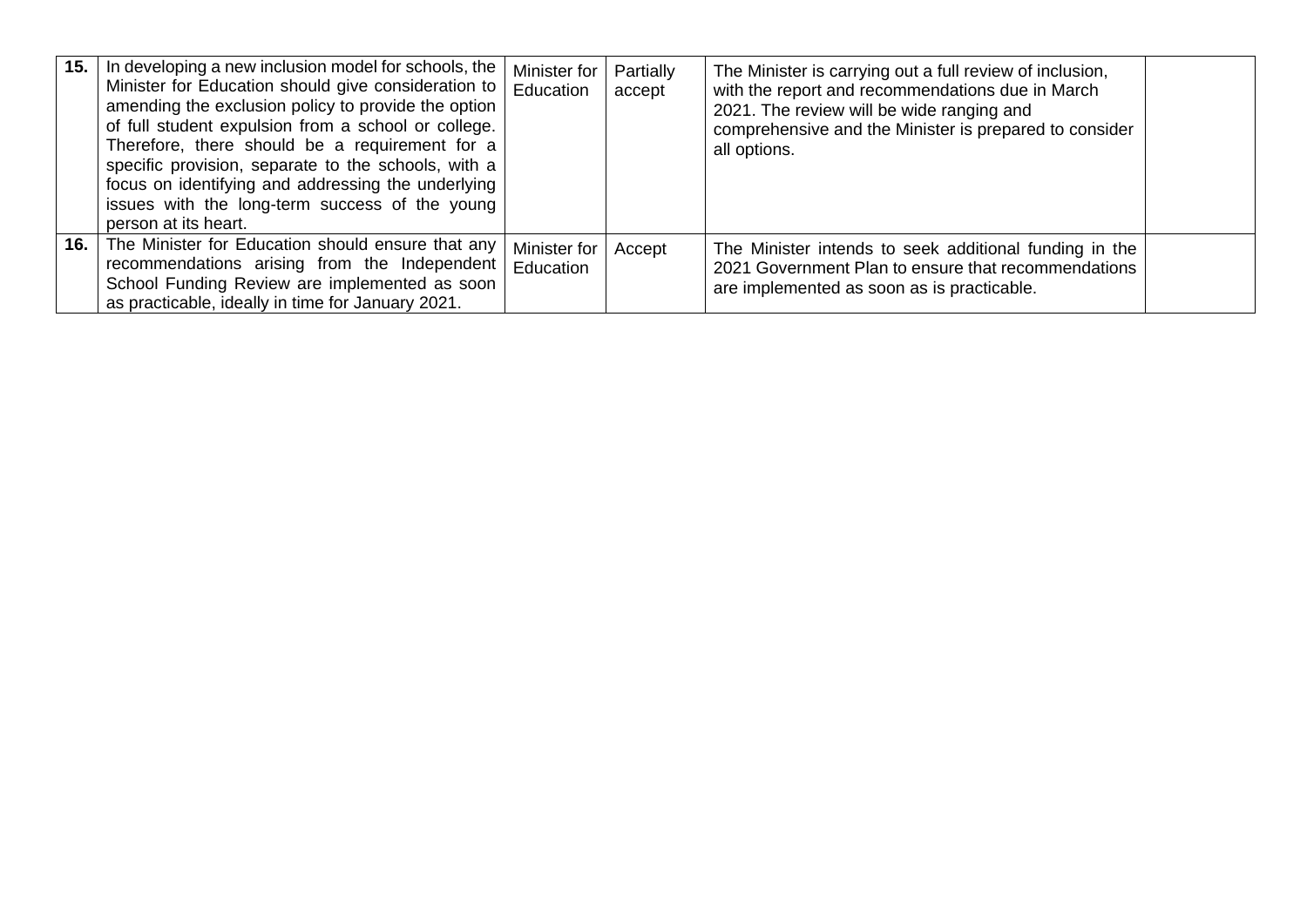| | | | | | |
|---|---|---|---|---|---|
| **15.** | In developing a new inclusion model for schools, the Minister for Education should give consideration to amending the exclusion policy to provide the option of full student expulsion from a school or college. Therefore, there should be a requirement for a specific provision, separate to the schools, with a focus on identifying and addressing the underlying issues with the long-term success of the young person at its heart. | Minister for Education | Partially accept | The Minister is carrying out a full review of inclusion, with the report and recommendations due in March 2021. The review will be wide ranging and comprehensive and the Minister is prepared to consider all options. | |
| **16.** | The Minister for Education should ensure that any recommendations arising from the Independent School Funding Review are implemented as soon as practicable, ideally in time for January 2021. | Minister for Education | Accept | The Minister intends to seek additional funding in the 2021 Government Plan to ensure that recommendations are implemented as soon as is practicable. | |